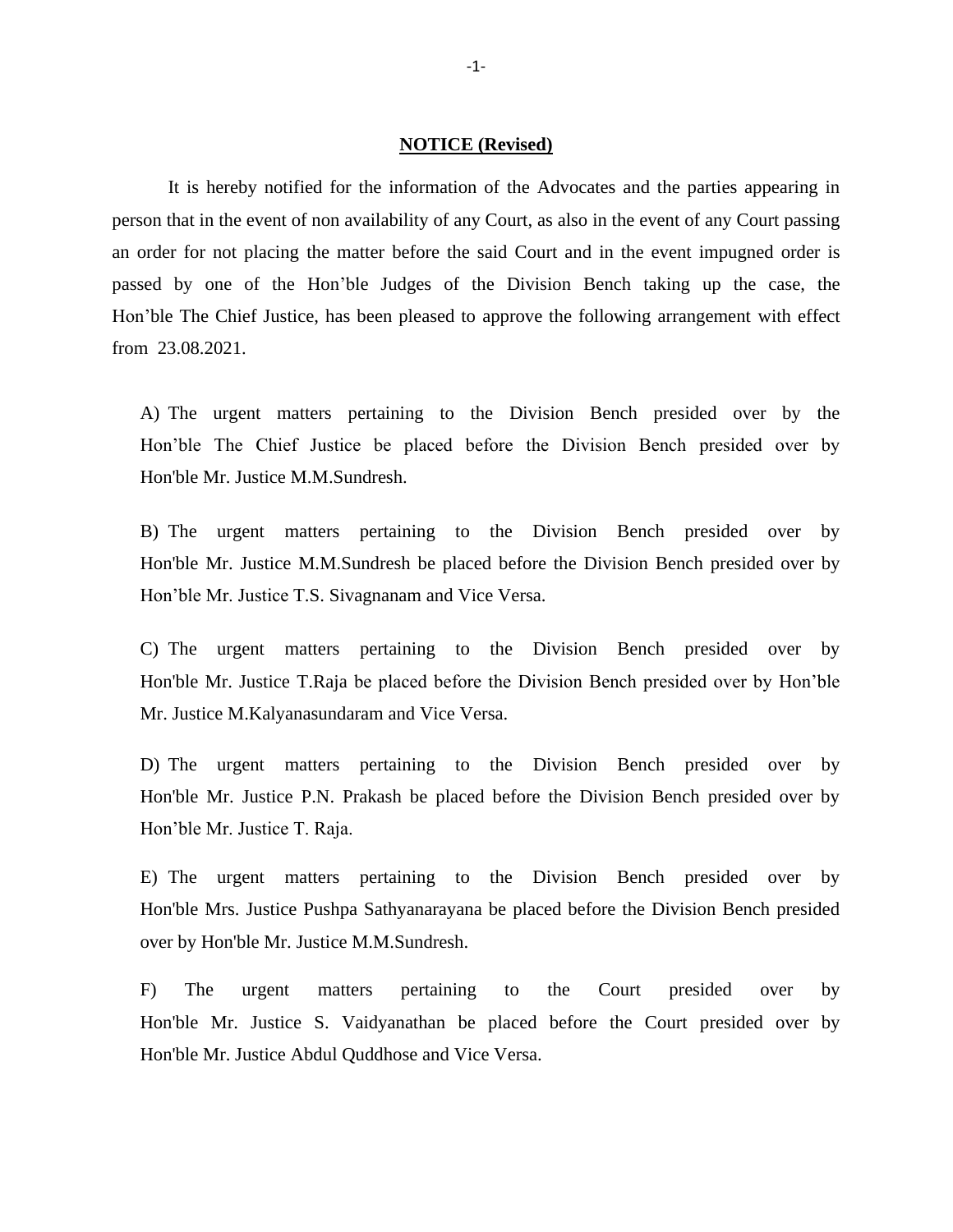**NOTICE (Revised)**

It is hereby notified for the information of the Advocates and the parties appearing in person that in the event of non availability of any Court, as also in the event of any Court passing an order for not placing the matter before the said Court and in the event impugned order is passed by one of the Hon'ble Judges of the Division Bench taking up the case, the Hon'ble The Chief Justice, has been pleased to approve the following arrangement with effect from 23.08.2021.

A) The urgent matters pertaining to the Division Bench presided over by the Hon'ble The Chief Justice be placed before the Division Bench presided over by Hon'ble Mr. Justice M.M.Sundresh.

B) The urgent matters pertaining to the Division Bench presided over by Hon'ble Mr. Justice M.M.Sundresh be placed before the Division Bench presided over by Hon'ble Mr. Justice T.S. Sivagnanam and Vice Versa.

C) The urgent matters pertaining to the Division Bench presided over by Hon'ble Mr. Justice T.Raja be placed before the Division Bench presided over by Hon'ble Mr. Justice M.Kalyanasundaram and Vice Versa.

D) The urgent matters pertaining to the Division Bench presided over by Hon'ble Mr. Justice P.N. Prakash be placed before the Division Bench presided over by Hon'ble Mr. Justice T. Raja.

E) The urgent matters pertaining to the Division Bench presided over by Hon'ble Mrs. Justice Pushpa Sathyanarayana be placed before the Division Bench presided over by Hon'ble Mr. Justice M.M.Sundresh.

F) The urgent matters pertaining to the Court presided over by Hon'ble Mr. Justice S. Vaidyanathan be placed before the Court presided over by Hon'ble Mr. Justice Abdul Quddhose and Vice Versa.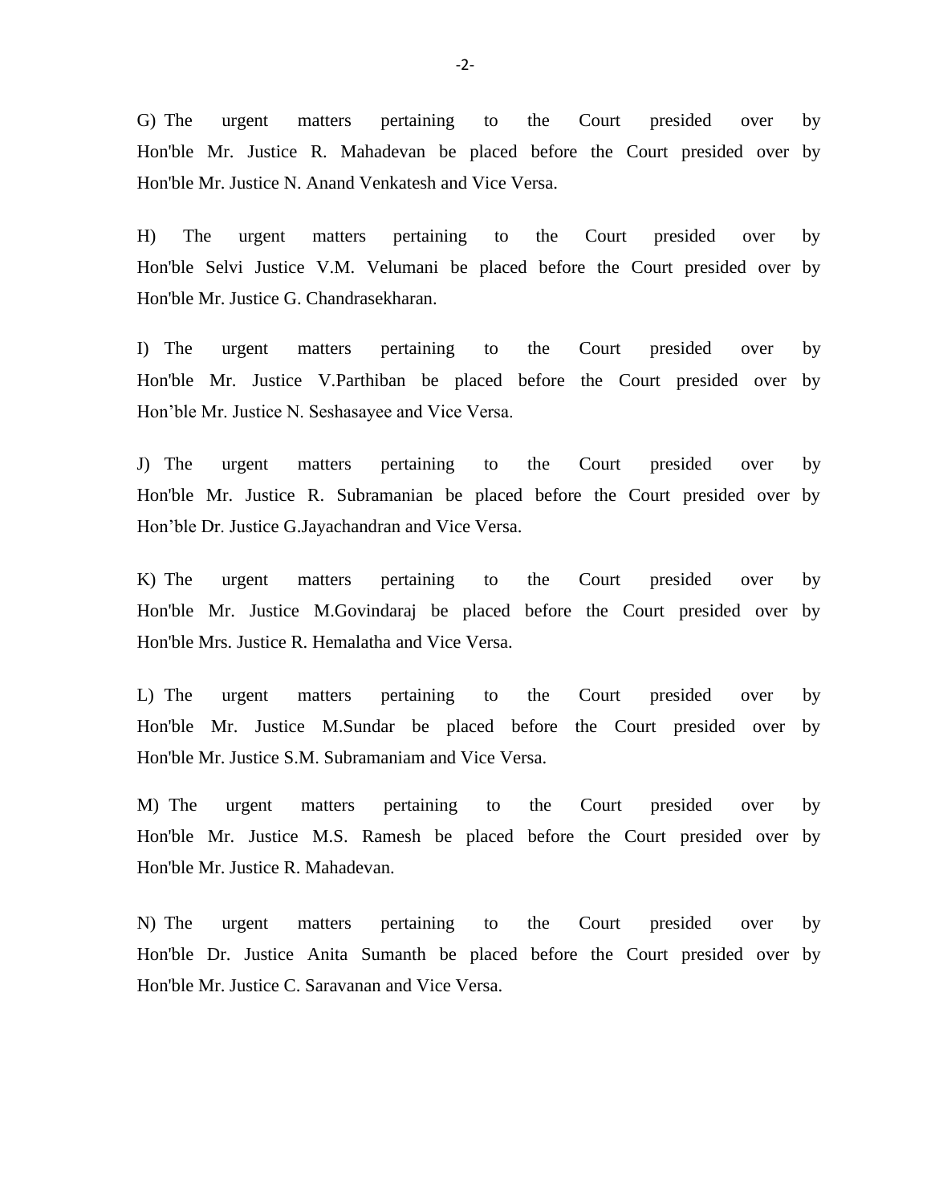G) The urgent matters pertaining to the Court presided over by Hon'ble Mr. Justice R. Mahadevan be placed before the Court presided over by Hon'ble Mr. Justice N. Anand Venkatesh and Vice Versa.

H) The urgent matters pertaining to the Court presided over by Hon'ble Selvi Justice V.M. Velumani be placed before the Court presided over by Hon'ble Mr. Justice G. Chandrasekharan.

I) The urgent matters pertaining to the Court presided over by Hon'ble Mr. Justice V.Parthiban be placed before the Court presided over by Hon’ble Mr. Justice N. Seshasayee and Vice Versa.

J) The urgent matters pertaining to the Court presided over by Hon'ble Mr. Justice R. Subramanian be placed before the Court presided over by Hon’ble Dr. Justice G.Jayachandran and Vice Versa.

K) The urgent matters pertaining to the Court presided over by Hon'ble Mr. Justice M.Govindaraj be placed before the Court presided over by Hon'ble Mrs. Justice R. Hemalatha and Vice Versa.

L) The urgent matters pertaining to the Court presided over by Hon'ble Mr. Justice M.Sundar be placed before the Court presided over by Hon'ble Mr. Justice S.M. Subramaniam and Vice Versa.

M) The urgent matters pertaining to the Court presided over by Hon'ble Mr. Justice M.S. Ramesh be placed before the Court presided over by Hon'ble Mr. Justice R. Mahadevan.

N) The urgent matters pertaining to the Court presided over by Hon'ble Dr. Justice Anita Sumanth be placed before the Court presided over by Hon'ble Mr. Justice C. Saravanan and Vice Versa.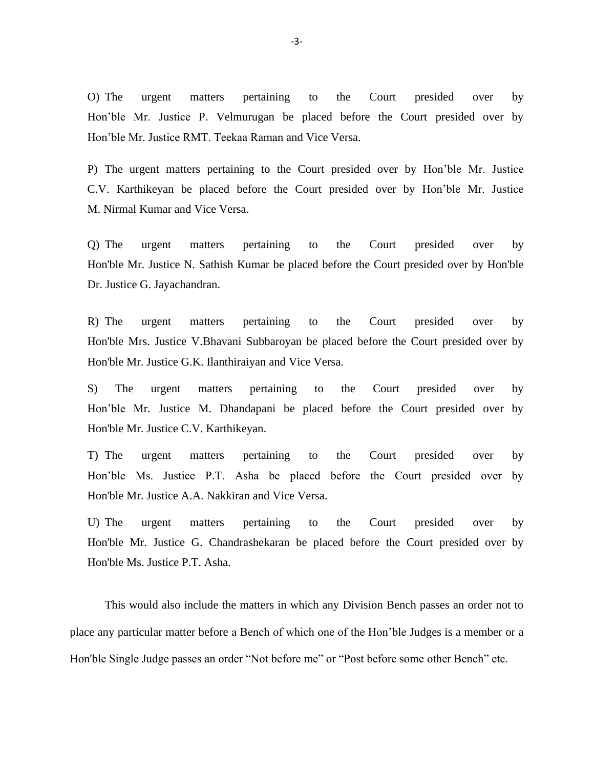O) The urgent matters pertaining to the Court presided over by Hon'ble Mr. Justice P. Velmurugan be placed before the Court presided over by Hon'ble Mr. Justice RMT. Teekaa Raman and Vice Versa.

P) The urgent matters pertaining to the Court presided over by Hon'ble Mr. Justice C.V. Karthikeyan be placed before the Court presided over by Hon'ble Mr. Justice M. Nirmal Kumar and Vice Versa.

Q) The urgent matters pertaining to the Court presided over by Hon'ble Mr. Justice N. Sathish Kumar be placed before the Court presided over by Hon'ble Dr. Justice G. Jayachandran.

R) The urgent matters pertaining to the Court presided over by Hon'ble Mrs. Justice V.Bhavani Subbaroyan be placed before the Court presided over by Hon'ble Mr. Justice G.K. Ilanthiraiyan and Vice Versa.

S) The urgent matters pertaining to the Court presided over by Hon'ble Mr. Justice M. Dhandapani be placed before the Court presided over by Hon'ble Mr. Justice C.V. Karthikeyan.

T) The urgent matters pertaining to the Court presided over by Hon'ble Ms. Justice P.T. Asha be placed before the Court presided over by Hon'ble Mr. Justice A.A. Nakkiran and Vice Versa.

U) The urgent matters pertaining to the Court presided over by Hon'ble Mr. Justice G. Chandrashekaran be placed before the Court presided over by Hon'ble Ms. Justice P.T. Asha.

This would also include the matters in which any Division Bench passes an order not to place any particular matter before a Bench of which one of the Hon'ble Judges is a member or a Hon'ble Single Judge passes an order "Not before me" or "Post before some other Bench" etc.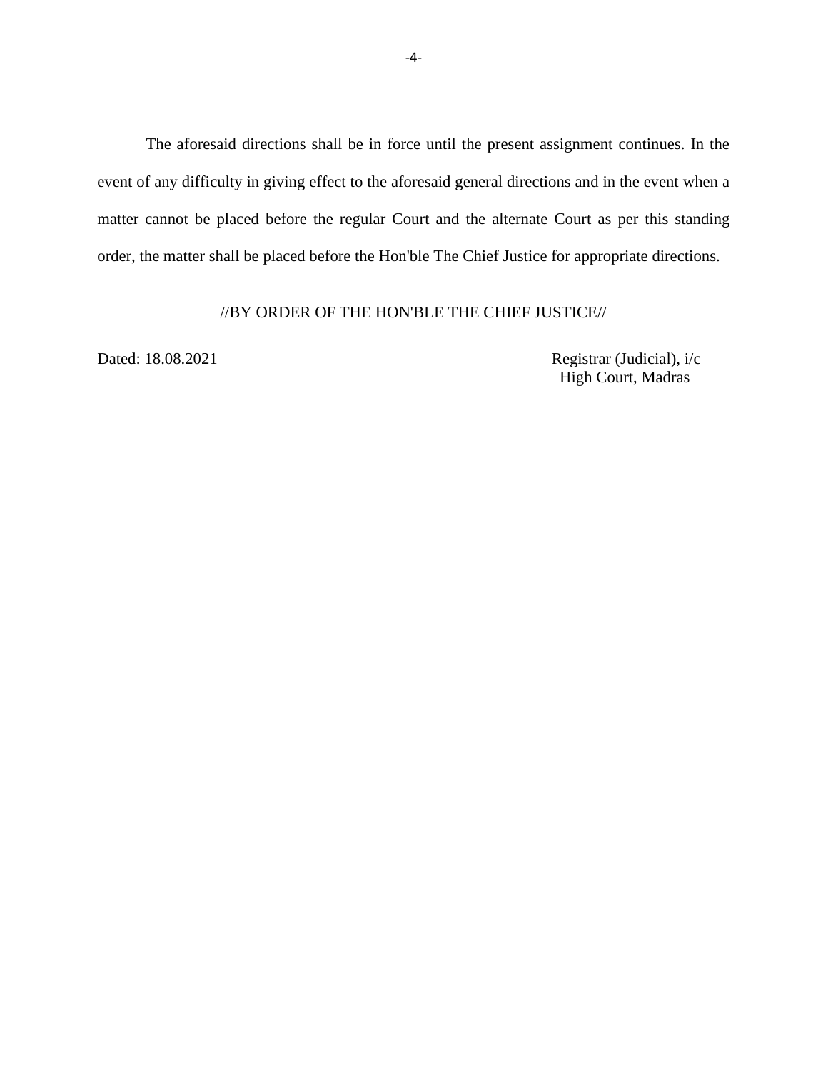The aforesaid directions shall be in force until the present assignment continues. In the event of any difficulty in giving effect to the aforesaid general directions and in the event when a matter cannot be placed before the regular Court and the alternate Court as per this standing order, the matter shall be placed before the Hon'ble The Chief Justice for appropriate directions.

//BY ORDER OF THE HON'BLE THE CHIEF JUSTICE//

Dated: 18.08.2021

Registrar (Judicial), i/c
High Court, Madras